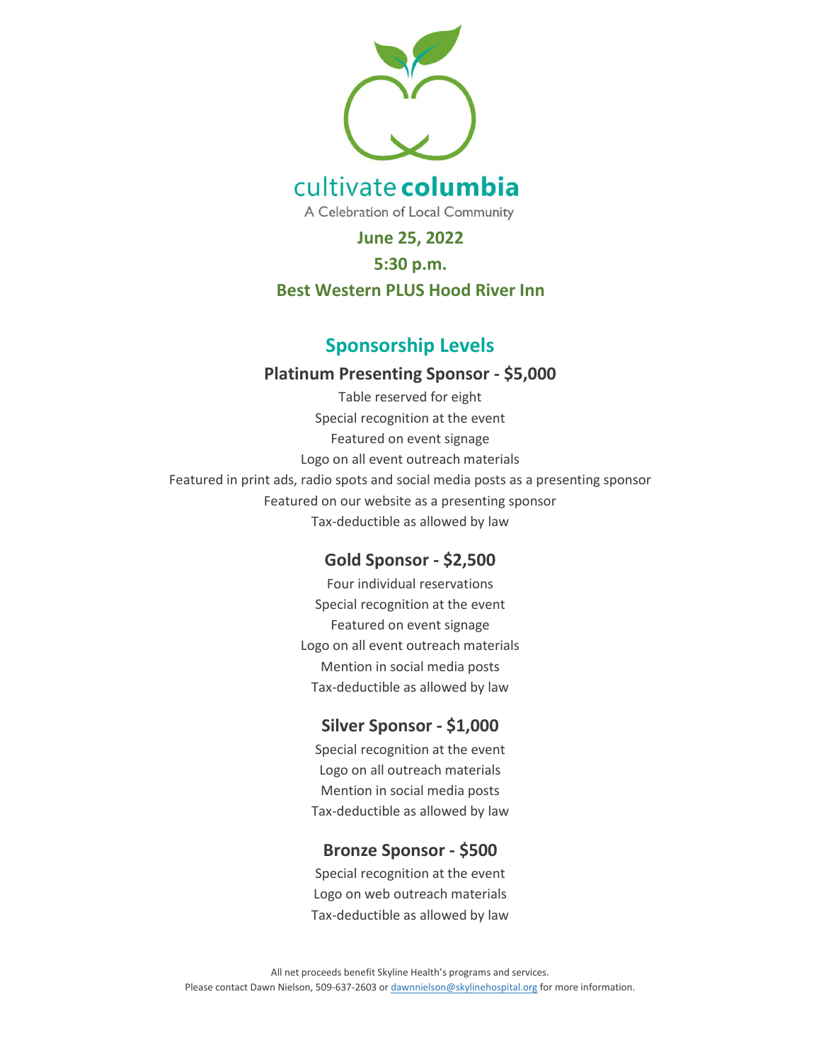# cultivate columbia

A Celebration of Local Community

**June 25, 2022**

**5:30 p.m.**

**Best Western PLUS Hood River Inn**

## Sponsorship Levels

### Platinum Presenting Sponsor - $5,000

Table reserved for eight
Special recognition at the event
Featured on event signage
Logo on all event outreach materials
Featured in print ads, radio spots and social media posts as a presenting sponsor
Featured on our website as a presenting sponsor
Tax-deductible as allowed by law

### Gold Sponsor - $2,500

Four individual reservations
Special recognition at the event
Featured on event signage
Logo on all event outreach materials
Mention in social media posts
Tax-deductible as allowed by law

### Silver Sponsor - $1,000

Special recognition at the event
Logo on all outreach materials
Mention in social media posts
Tax-deductible as allowed by law

### Bronze Sponsor - $500

Special recognition at the event
Logo on web outreach materials
Tax-deductible as allowed by law

All net proceeds benefit Skyline Health's programs and services.
Please contact Dawn Nielson, 509-637-2603 or dawnnielson@skylinehospital.org for more information.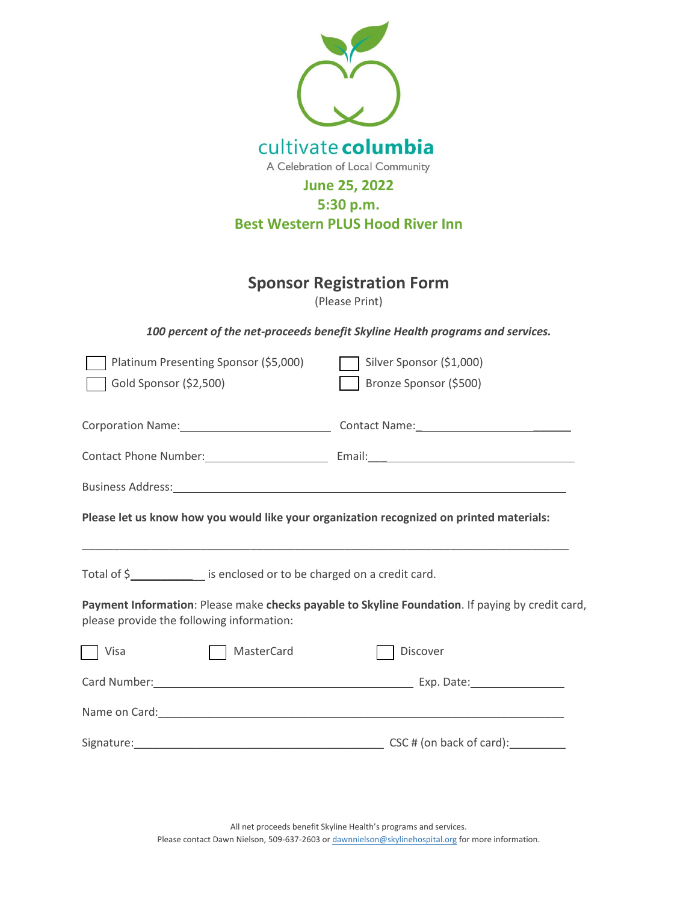cultivate **columbia**

A Celebration of Local Community

**June 25, 2022**

**5:30 p.m.**

**Best Western PLUS Hood River Inn**

## Sponsor Registration Form

(Please Print)

***100 percent of the net-proceeds benefit Skyline Health programs and services.***

☐ Platinum Presenting Sponsor ($5,000)

☐ Gold Sponsor ($2,500)

☐ Silver Sponsor ($1,000)

☐ Bronze Sponsor ($500)

Corporation Name:________________________ Contact Name:________________________

Contact Phone Number:____________________ Email:________________________________

Business Address:_________________________________________________________________

**Please let us know how you would like your organization recognized on printed materials:**

_______________________________________________________________________________

Total of $____________ is enclosed or to be charged on a credit card.

**Payment Information**: Please make **checks payable to Skyline Foundation**. If paying by credit card, please provide the following information:

☐ Visa ☐ MasterCard ☐ Discover

Card Number:_________________________________________ Exp. Date:_______________

Name on Card:_________________________________________________________________

Signature:_______________________________________ CSC # (on back of card):_________

All net proceeds benefit Skyline Health's programs and services.
Please contact Dawn Nielson, 509-637-2603 or dawnnielson@skylinehospital.org for more information.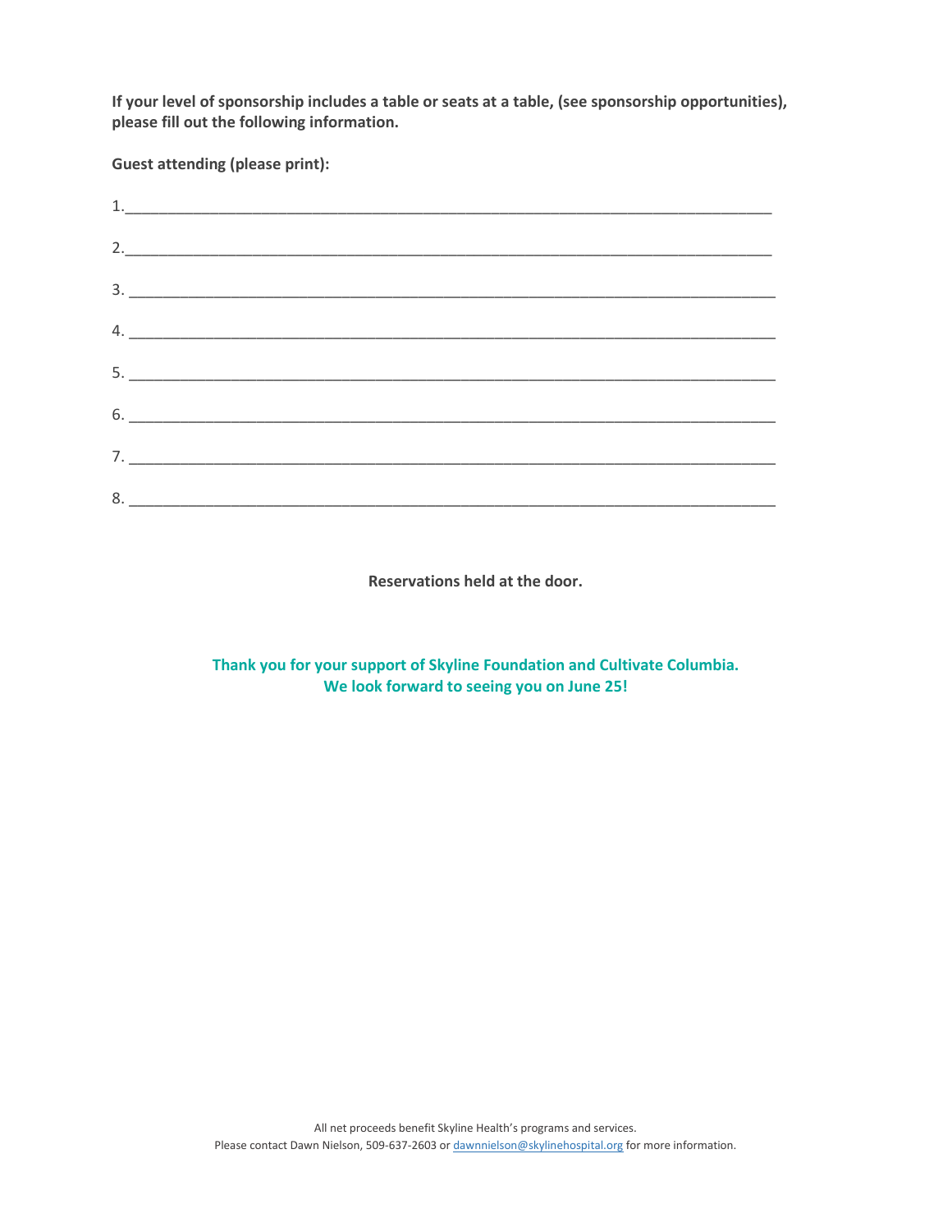**If your level of sponsorship includes a table or seats at a table, (see sponsorship opportunities), please fill out the following information.**

**Guest attending (please print):**

1.______________________________________________________________________________

2.______________________________________________________________________________

3. ______________________________________________________________________________

4. ______________________________________________________________________________

5. ______________________________________________________________________________

6. ______________________________________________________________________________

7. ______________________________________________________________________________

8. ______________________________________________________________________________

**Reservations held at the door.**

**Thank you for your support of Skyline Foundation and Cultivate Columbia.**
**We look forward to seeing you on June 25!**

All net proceeds benefit Skyline Health's programs and services.
Please contact Dawn Nielson, 509-637-2603 or dawnnielson@skylinehospital.org for more information.